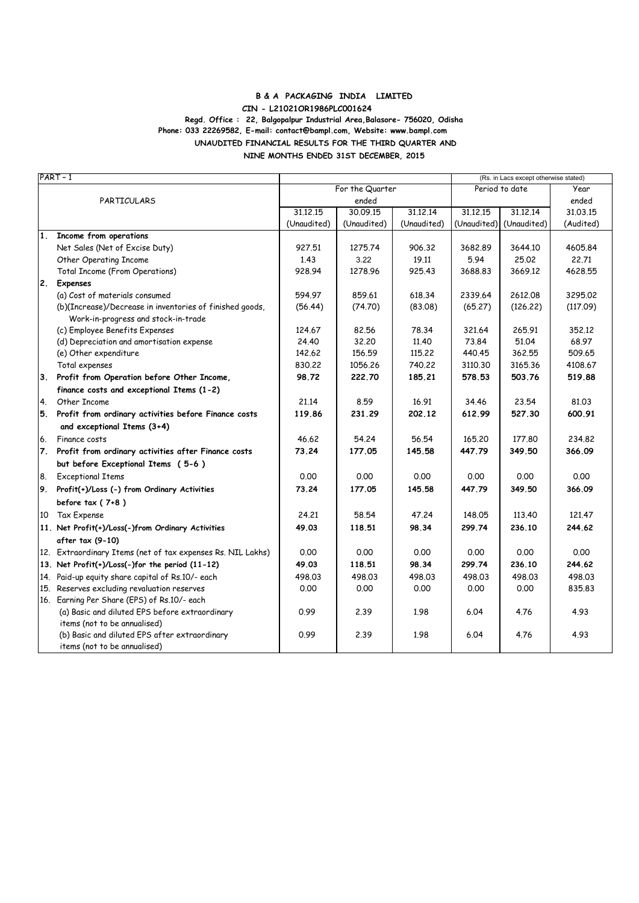**B & A PACKAGING INDIA LIMITED**

**CIN - L21021OR1986PLC001624**

**Regd. Office : 22, Balgopalpur Industrial Area,Balasore- 756020, Odisha**

**Phone: 033 22269582, E-mail: contact@bampl.com, Website: www.bampl.com**

**UNAUDITED FINANCIAL RESULTS FOR THE THIRD QUARTER AND NINE MONTHS ENDED 31ST DECEMBER, 2015**

| PART - 1 | | | | (Rs. in Lacs except otherwise stated) | | |
|---|---|---|---|---|---|---|
| PARTICULARS | For the Quarter ended | | | Period to date | | Year ended |
| | 31.12.15 | 30.09.15 | 31.12.14 | 31.12.15 | 31.12.14 | 31.03.15 |
| | (Unaudited) | (Unaudited) | (Unaudited) | (Unaudited) | (Unaudited) | (Audited) |
| **1. Income from operations** | | | | | | |
| Net Sales (Net of Excise Duty) | 927.51 | 1275.74 | 906.32 | 3682.89 | 3644.10 | 4605.84 |
| Other Operating Income | 1.43 | 3.22 | 19.11 | 5.94 | 25.02 | 22.71 |
| Total Income (From Operations) | 928.94 | 1278.96 | 925.43 | 3688.83 | 3669.12 | 4628.55 |
| **2. Expenses** | | | | | | |
| (a) Cost of materials consumed | 594.97 | 859.61 | 618.34 | 2339.64 | 2612.08 | 3295.02 |
| (b)(Increase)/Decrease in inventories of finished goods, Work-in-progress and stock-in-trade | (56.44) | (74.70) | (83.08) | (65.27) | (126.22) | (117.09) |
| (c) Employee Benefits Expenses | 124.67 | 82.56 | 78.34 | 321.64 | 265.91 | 352.12 |
| (d) Depreciation and amortisation expense | 24.40 | 32.20 | 11.40 | 73.84 | 51.04 | 68.97 |
| (e) Other expenditure | 142.62 | 156.59 | 115.22 | 440.45 | 362.55 | 509.65 |
| Total expenses | 830.22 | 1056.26 | 740.22 | 3110.30 | 3165.36 | 4108.67 |
| **3. Profit from Operation before Other Income, finance costs and exceptional Items (1-2)** | **98.72** | **222.70** | **185.21** | **578.53** | **503.76** | **519.88** |
| 4. Other Income | 21.14 | 8.59 | 16.91 | 34.46 | 23.54 | 81.03 |
| **5. Profit from ordinary activities before Finance costs and exceptional Items (3+4)** | **119.86** | **231.29** | **202.12** | **612.99** | **527.30** | **600.91** |
| 6. Finance costs | 46.62 | 54.24 | 56.54 | 165.20 | 177.80 | 234.82 |
| **7. Profit from ordinary activities after Finance costs but before Exceptional Items ( 5-6 )** | **73.24** | **177.05** | **145.58** | **447.79** | **349.50** | **366.09** |
| 8. Exceptional Items | 0.00 | 0.00 | 0.00 | 0.00 | 0.00 | 0.00 |
| **9. Profit(+)/Loss (-) from Ordinary Activities before tax ( 7+8 )** | **73.24** | **177.05** | **145.58** | **447.79** | **349.50** | **366.09** |
| 10 Tax Expense | 24.21 | 58.54 | 47.24 | 148.05 | 113.40 | 121.47 |
| **11. Net Profit(+)/Loss(-)from Ordinary Activities after tax (9-10)** | **49.03** | **118.51** | **98.34** | **299.74** | **236.10** | **244.62** |
| 12. Extraordinary Items (net of tax expenses Rs. NIL Lakhs) | 0.00 | 0.00 | 0.00 | 0.00 | 0.00 | 0.00 |
| **13. Net Profit(+)/Loss(-)for the period (11-12)** | **49.03** | **118.51** | **98.34** | **299.74** | **236.10** | **244.62** |
| 14. Paid-up equity share capital of Rs.10/- each | 498.03 | 498.03 | 498.03 | 498.03 | 498.03 | 498.03 |
| 15. Reserves excluding revaluation reserves | 0.00 | 0.00 | 0.00 | 0.00 | 0.00 | 835.83 |
| 16. Earning Per Share (EPS) of Rs.10/- each | | | | | | |
| (a) Basic and diluted EPS before extraordinary items (not to be annualised) | 0.99 | 2.39 | 1.98 | 6.04 | 4.76 | 4.93 |
| (b) Basic and diluted EPS after extraordinary items (not to be annualised) | 0.99 | 2.39 | 1.98 | 6.04 | 4.76 | 4.93 |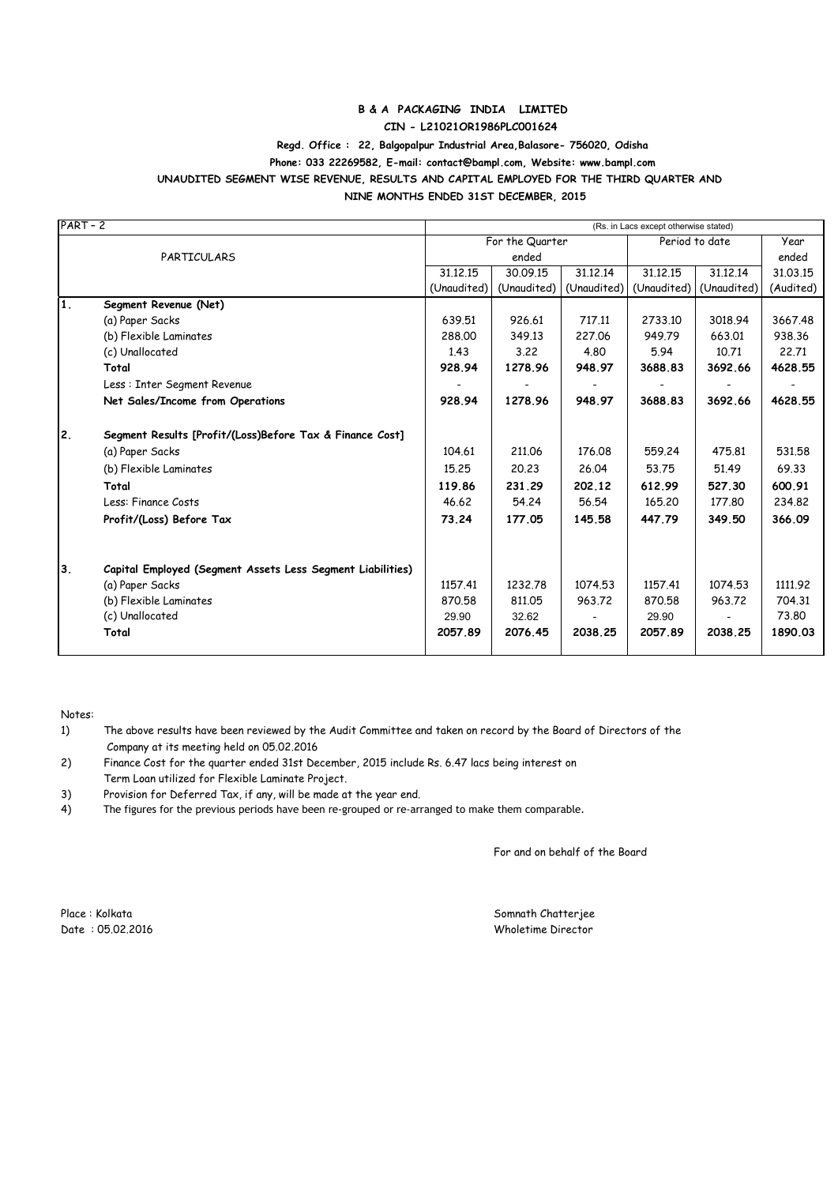**B & A PACKAGING INDIA LIMITED**

**CIN - L21021OR1986PLC001624**

**Regd. Office : 22, Balgopalpur Industrial Area,Balasore- 756020, Odisha**

**Phone: 033 22269582, E-mail: contact@bampl.com, Website: www.bampl.com**

**UNAUDITED SEGMENT WISE REVENUE, RESULTS AND CAPITAL EMPLOYED FOR THE THIRD QUARTER AND NINE MONTHS ENDED 31ST DECEMBER, 2015**

| PART – 2 | | (Rs. in Lacs except otherwise stated) | | | | | |
|---|---|---|---|---|---|---|---|
| | PARTICULARS | For the Quarter ended | | | Period to date | | Year ended |
| | | 31.12.15 | 30.09.15 | 31.12.14 | 31.12.15 | 31.12.14 | 31.03.15 |
| | | (Unaudited) | (Unaudited) | (Unaudited) | (Unaudited) | (Unaudited) | (Audited) |
| **1.** | **Segment Revenue (Net)** | | | | | | |
| | (a) Paper Sacks | 639.51 | 926.61 | 717.11 | 2733.10 | 3018.94 | 3667.48 |
| | (b) Flexible Laminates | 288.00 | 349.13 | 227.06 | 949.79 | 663.01 | 938.36 |
| | (c) Unallocated | 1.43 | 3.22 | 4.80 | 5.94 | 10.71 | 22.71 |
| | **Total** | **928.94** | **1278.96** | **948.97** | **3688.83** | **3692.66** | **4628.55** |
| | Less : Inter Segment Revenue | - | - | - | - | - | - |
| | **Net Sales/Income from Operations** | **928.94** | **1278.96** | **948.97** | **3688.83** | **3692.66** | **4628.55** |
| **2.** | **Segment Results [Profit/(Loss)Before Tax & Finance Cost]** | | | | | | |
| | (a) Paper Sacks | 104.61 | 211.06 | 176.08 | 559.24 | 475.81 | 531.58 |
| | (b) Flexible Laminates | 15.25 | 20.23 | 26.04 | 53.75 | 51.49 | 69.33 |
| | **Total** | **119.86** | **231.29** | **202.12** | **612.99** | **527.30** | **600.91** |
| | Less: Finance Costs | 46.62 | 54.24 | 56.54 | 165.20 | 177.80 | 234.82 |
| | **Profit/(Loss) Before Tax** | **73.24** | **177.05** | **145.58** | **447.79** | **349.50** | **366.09** |
| **3.** | **Capital Employed (Segment Assets Less Segment Liabilities)** | | | | | | |
| | (a) Paper Sacks | 1157.41 | 1232.78 | 1074.53 | 1157.41 | 1074.53 | 1111.92 |
| | (b) Flexible Laminates | 870.58 | 811.05 | 963.72 | 870.58 | 963.72 | 704.31 |
| | (c) Unallocated | 29.90 | 32.62 | - | 29.90 | - | 73.80 |
| | **Total** | **2057.89** | **2076.45** | **2038.25** | **2057.89** | **2038.25** | **1890.03** |

Notes:

1) The above results have been reviewed by the Audit Committee and taken on record by the Board of Directors of the Company at its meeting held on 05.02.2016

2) Finance Cost for the quarter ended 31st December, 2015 include Rs. 6.47 lacs being interest on Term Loan utilized for Flexible Laminate Project.

3) Provision for Deferred Tax, if any, will be made at the year end.

4) The figures for the previous periods have been re-grouped or re-arranged to make them comparable.

For and on behalf of the Board

Place : Kolkata

Date : 05.02.2016

Somnath Chatterjee

Wholetime Director